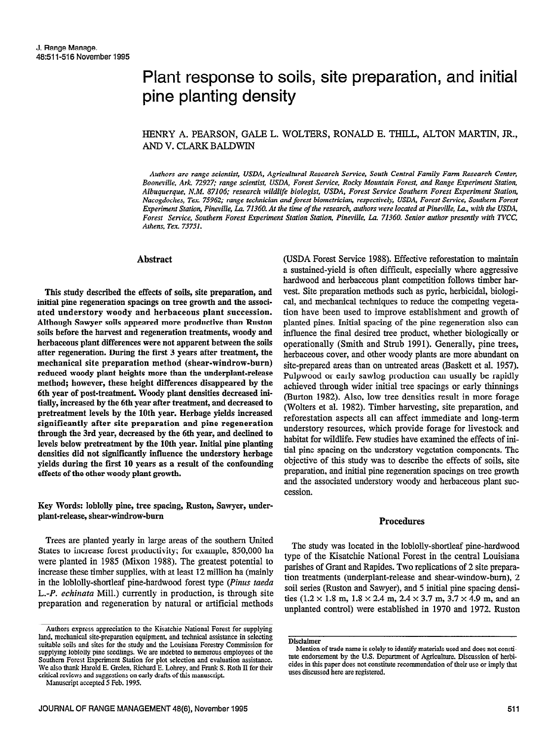# Plant response to soils, site preparation, and initial pine planting density

HENRY A. PEARSON, GALE L. WOLTERS, RONALD E. THILL, ALTON MARTIN, JR., AND V. CLARK BALDWIN

*Authors are range scientist, USDA, Agricultural Research Service, South Central Family Farm Research Center, Booneville, Ark. 72927; range scientist, USDA, Forest Service, Rocky Mountain Forest, and Range Experiment Station, Albuquerque, N.M. 87106; research wildlife biologist, USDA, Forest Service Southern Forest Experiment Station, Nacogdoches, Tex. 75962; range technician and forest biometrician, respectively, USDA, Forest Service, Southern Forest Experiment Station, Pineville, La. 71360. At the time of the research, authors were located at Pineville, La., with the USDA, Forest Service, Southern Forest Experiment Station Station, Pineville, La. 71360. Senior author presently with TVCC, Athens, Tex. 75751.*

## Abstract

**This study described the effects of soils, site preparation, and initial pine regeneration spacings on tree growth and the associated understory woody and herbaceous plant succession. Although Sawyer soils appeared more productive than Ruston soils before the harvest and regeneration treatments, woody and herbaceous plant differences were not apparent between the soils after regeneration. During the first 3 years after treatment, the mechanical site preparation method (shear-windrow-burn) reduced woody plant heights more than the underplant-release method; however, these height differences disappeared by the 6th year of post-treatment. Woody plant densities decreased initially, increased by the 6th year after treatment, and decreased to pretreatment levels by the 10th year. Herbage yields increased significantly after site preparation and pine regeneration through the 3rd year, decreased by the 6th year, and declined to levels below pretreatment by the 10th year. Initial pine planting densities did not significantly influence the understory herbage yields during the first 10 years as a result of the confounding effects of the other woody plant growth.**

**Key Words: loblolly pine, tree spacing, Ruston, Sawyer, underplant-release, shear-windrow-burn**

Trees are planted yearly in large areas of the southern United States to increase forest productivity; for example, 850,000 ha were planted in 1985 (Mixon 1988). The greatest potential to increase these timber supplies, with at least 12 million ha (mainly in the loblolly-shortleaf pine-hardwood forest type (*Pinus taeda* L.-*P. echinata* Mill.) currently in production, is through site preparation and regeneration by natural or artificial methods (USDA Forest Service 1988). Effective reforestation to maintain a sustained-yield is often difficult, especially where aggressive hardwood and herbaceous plant competition follows timber harvest. Site preparation methods such as pyric, herbicidal, biological, and mechanical techniques to reduce the competing vegetation have been used to improve establishment and growth of planted pines. Initial spacing of the pine regeneration also can influence the final desired tree product, whether biologically or operationally (Smith and Strub 1991). Generally, pine trees, herbaceous cover, and other woody plants are more abundant on site-prepared areas than on untreated areas (Baskett et al. 1957). Pulpwood or early sawlog production can usually be rapidly achieved through wider initial tree spacings or early thinnings (Burton 1982). Also, low tree densities result in more forage (Wolters et al. 1982). Timber harvesting, site preparation, and reforestation aspects all can affect immediate and long-term understory resources, which provide forage for livestock and habitat for wildlife. Few studies have examined the effects of initial pine spacing on the understory vegetation components. The objective of this study was to describe the effects of soils, site preparation, and initial pine regeneration spacings on tree growth and the associated understory woody and herbaceous plant succession.

## Procedures

The study was located in the loblolly-shortleaf pine-hardwood type of the Kisatchie National Forest in the central Louisiana parishes of Grant and Rapides. Two replications of 2 site preparation treatments (underplant-release and shear-window-burn), 2 soil series (Ruston and Sawyer), and 5 initial pine spacing densities (1.2 × 1.8 m, 1.8 × 2.4 m, 2.4 × 3.7 m, 3.7 × 4.9 m, and an unplanted control) were established in 1970 and 1972. Ruston

Authors express appreciation to the Kisatchie National Forest for supplying land, mechanical site-preparation equipment, and technical assistance in selecting suitable soils and sites for the study and the Louisiana Forestry Commission for supplying loblolly pine seedlings. We are indebted to numerous employees of the Southern Forest Experiment Station for plot selection and evaluation assistance. We also thank Harold E. Grelen, Richard E. Lohrey, and Frank S. Roth II for their critical reviews and suggestions on early drafts of this manuscript.

Manuscript accepted 5 Feb. 1995.

**Disclaimer**

Mention of trade name is solely to identify materials used and does not constitute endorsement by the U.S. Department of Agriculture. Discussion of herbicides in this paper does not constitute recommendation of their use or imply that uses discussed here are registered.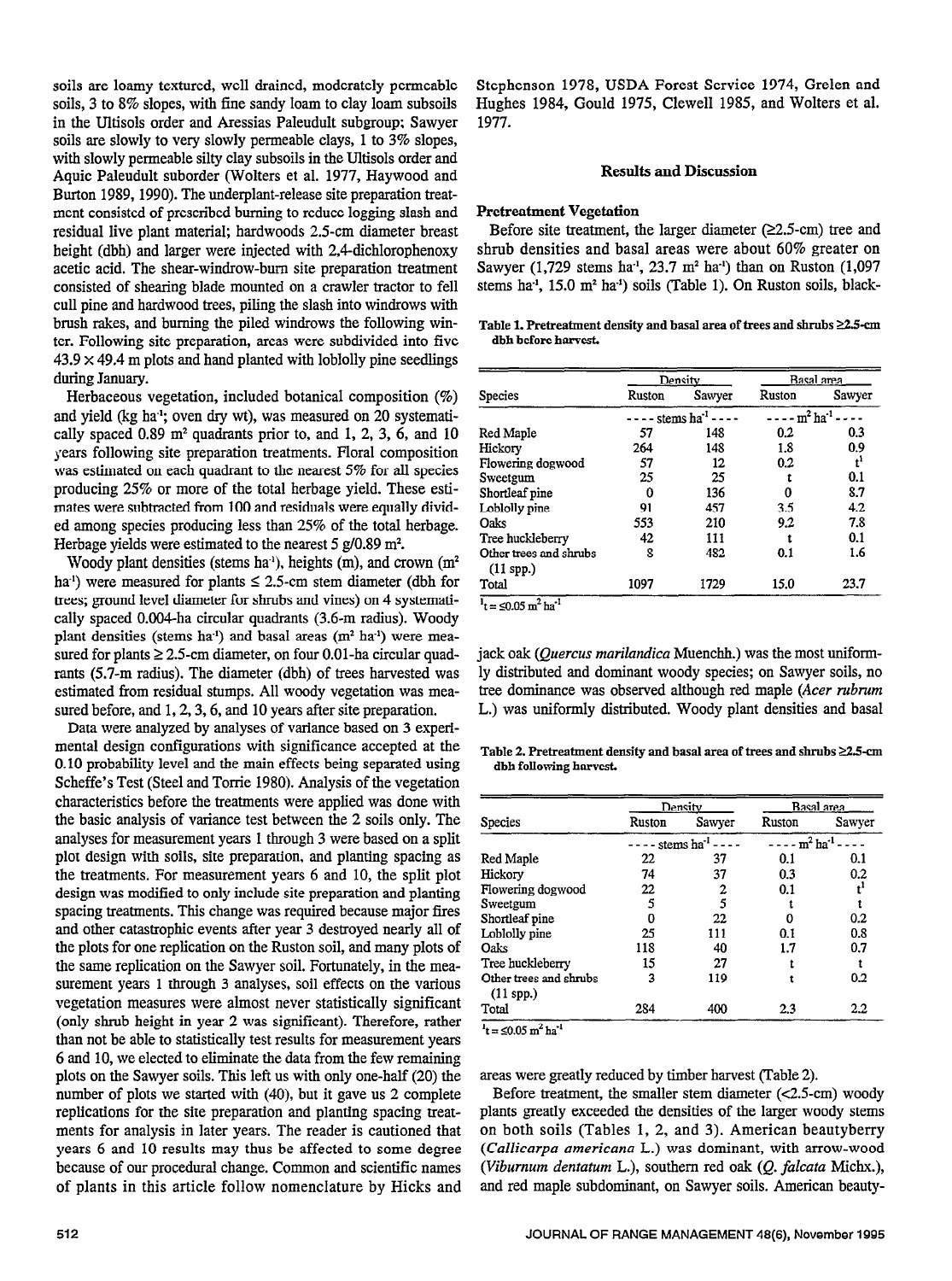soils are loamy textured, well drained, moderately permeable soils, 3 to 8% slopes, with fine sandy loam to clay loam subsoils in the Ultisols order and Aressias Paleudult subgroup; Sawyer soils are slowly to very slowly permeable clays, 1 to 3% slopes, with slowly permeable silty clay subsoils in the Ultisols order and Aquic Paleudult suborder (Wolters et al. 1977, Haywood and Burton 1989, 1990). The underplant-release site preparation treatment consisted of prescribed burning to reduce logging slash and residual live plant material; hardwoods 2.5-cm diameter breast height (dbh) and larger were injected with 2,4-dichlorophenoxy acetic acid. The shear-windrow-burn site preparation treatment consisted of shearing blade mounted on a crawler tractor to fell cull pine and hardwood trees, piling the slash into windrows with brush rakes, and burning the piled windrows the following winter. Following site preparation, areas were subdivided into five 43.9 × 49.4 m plots and hand planted with loblolly pine seedlings during January.

Herbaceous vegetation, included botanical composition (%) and yield (kg ha$^{-1}$; oven dry wt), was measured on 20 systematically spaced 0.89 m$^2$ quadrants prior to, and 1, 2, 3, 6, and 10 years following site preparation treatments. Floral composition was estimated on each quadrant to the nearest 5% for all species producing 25% or more of the total herbage yield. These estimates were subtracted from 100 and residuals were equally divided among species producing less than 25% of the total herbage. Herbage yields were estimated to the nearest 5 g/0.89 m$^2$.

Woody plant densities (stems ha$^{-1}$), heights (m), and crown (m$^2$ ha$^{-1}$) were measured for plants ≤ 2.5-cm stem diameter (dbh for trees; ground level diameter for shrubs and vines) on 4 systematically spaced 0.004-ha circular quadrants (3.6-m radius). Woody plant densities (stems ha$^{-1}$) and basal areas (m$^2$ ha$^{-1}$) were measured for plants ≥ 2.5-cm diameter, on four 0.01-ha circular quadrants (5.7-m radius). The diameter (dbh) of trees harvested was estimated from residual stumps. All woody vegetation was measured before, and 1, 2, 3, 6, and 10 years after site preparation.

Data were analyzed by analyses of variance based on 3 experimental design configurations with significance accepted at the 0.10 probability level and the main effects being separated using Scheffe's Test (Steel and Torrie 1980). Analysis of the vegetation characteristics before the treatments were applied was done with the basic analysis of variance test between the 2 soils only. The analyses for measurement years 1 through 3 were based on a split plot design with soils, site preparation, and planting spacing as the treatments. For measurement years 6 and 10, the split plot design was modified to only include site preparation and planting spacing treatments. This change was required because major fires and other catastrophic events after year 3 destroyed nearly all of the plots for one replication on the Ruston soil, and many plots of the same replication on the Sawyer soil. Fortunately, in the measurement years 1 through 3 analyses, soil effects on the various vegetation measures were almost never statistically significant (only shrub height in year 2 was significant). Therefore, rather than not be able to statistically test results for measurement years 6 and 10, we elected to eliminate the data from the few remaining plots on the Sawyer soils. This left us with only one-half (20) the number of plots we started with (40), but it gave us 2 complete replications for the site preparation and planting spacing treatments for analysis in later years. The reader is cautioned that years 6 and 10 results may thus be affected to some degree because of our procedural change. Common and scientific names of plants in this article follow nomenclature by Hicks and Stephenson 1978, USDA Forest Service 1974, Grelen and Hughes 1984, Gould 1975, Clewell 1985, and Wolters et al. 1977.

## Results and Discussion

### Pretreatment Vegetation

Before site treatment, the larger diameter (≥2.5-cm) tree and shrub densities and basal areas were about 60% greater on Sawyer (1,729 stems ha$^{-1}$, 23.7 m$^2$ ha$^{-1}$) than on Ruston (1,097 stems ha$^{-1}$, 15.0 m$^2$ ha$^{-1}$) soils (Table 1). On Ruston soils, blackjack oak (*Quercus marilandica* Muenchh.) was the most uniformly distributed and dominant woody species; on Sawyer soils, no tree dominance was observed although red maple (*Acer rubrum* L.) was uniformly distributed. Woody plant densities and basal areas were greatly reduced by timber harvest (Table 2).

**Table 1. Pretreatment density and basal area of trees and shrubs ≥2.5-cm dbh before harvest.**

| Species | Density | | Basal area | |
|---|---|---|---|---|
| | Ruston | Sawyer | Ruston | Sawyer |
| | ---- stems ha$^{-1}$ ---- | | ---- m$^2$ ha$^{-1}$ ---- | |
| Red Maple | 57 | 148 | 0.2 | 0.3 |
| Hickory | 264 | 148 | 1.8 | 0.9 |
| Flowering dogwood | 57 | 12 | 0.2 | t[1] |
| Sweetgum | 25 | 25 | t | 0.1 |
| Shortleaf pine | 0 | 136 | 0 | 8.7 |
| Loblolly pine | 91 | 457 | 3.5 | 4.2 |
| Oaks | 553 | 210 | 9.2 | 7.8 |
| Tree huckleberry | 42 | 111 | t | 0.1 |
| Other trees and shrubs (11 spp.) | 8 | 482 | 0.1 | 1.6 |
| Total | 1097 | 1729 | 15.0 | 23.7 |

[1]t = ≤0.05 m$^2$ ha$^{-1}$

**Table 2. Pretreatment density and basal area of trees and shrubs ≥2.5-cm dbh following harvest.**

| Species | Density | | Basal area | |
|---|---|---|---|---|
| | Ruston | Sawyer | Ruston | Sawyer |
| | ---- stems ha$^{-1}$ ---- | | ---- m$^2$ ha$^{-1}$ ---- | |
| Red Maple | 22 | 37 | 0.1 | 0.1 |
| Hickory | 74 | 37 | 0.3 | 0.2 |
| Flowering dogwood | 22 | 2 | 0.1 | t[1] |
| Sweetgum | 5 | 5 | t | t |
| Shortleaf pine | 0 | 22 | 0 | 0.2 |
| Loblolly pine | 25 | 111 | 0.1 | 0.8 |
| Oaks | 118 | 40 | 1.7 | 0.7 |
| Tree huckleberry | 15 | 27 | t | t |
| Other trees and shrubs (11 spp.) | 3 | 119 | t | 0.2 |
| Total | 284 | 400 | 2.3 | 2.2 |

[1]t = ≤0.05 m$^2$ ha$^{-1}$

Before treatment, the smaller stem diameter (<2.5-cm) woody plants greatly exceeded the densities of the larger woody stems on both soils (Tables 1, 2, and 3). American beautyberry (*Callicarpa americana* L.) was dominant, with arrow-wood (*Viburnum dentatum* L.), southern red oak (*Q. falcata* Michx.), and red maple subdominant, on Sawyer soils. American beauty-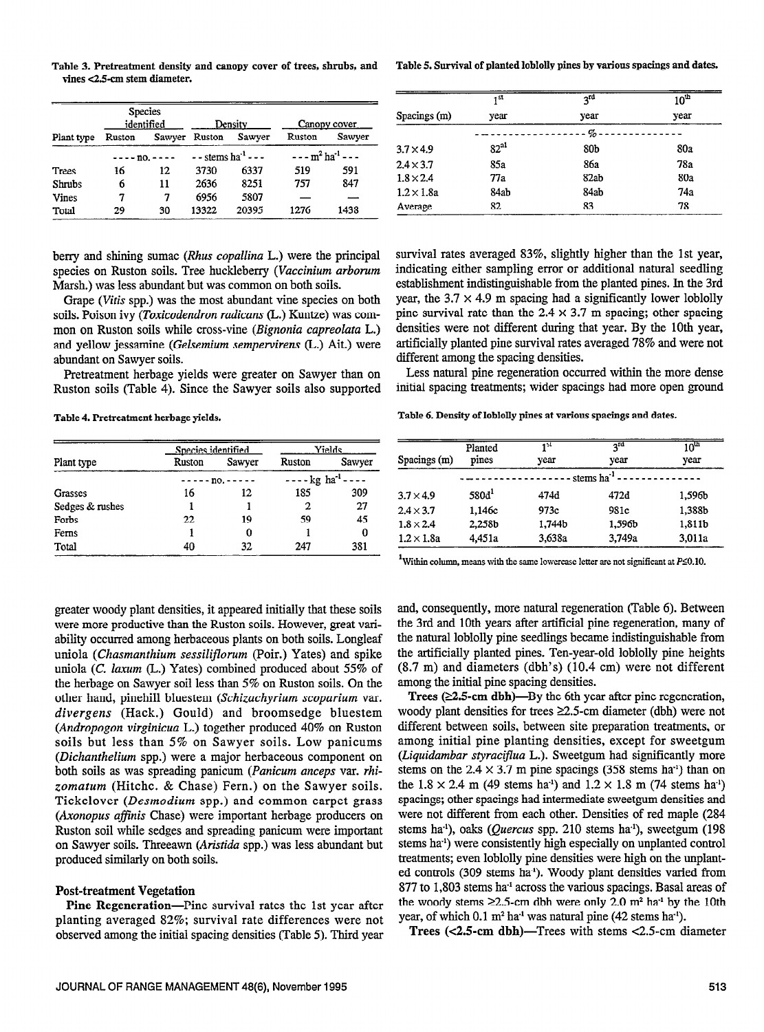Table 3. Pretreatment density and canopy cover of trees, shrubs, and vines <2.5-cm stem diameter.

| Plant type | Species identified | | Density | | Canopy cover | |
|---|---|---|---|---|---|---|
| | Ruston | Sawyer | Ruston | Sawyer | Ruston | Sawyer |
| | ---- no. ---- | | -- stems ha⁻¹ --- | | --- m² ha⁻¹ --- | |
| Trees | 16 | 12 | 3730 | 6337 | 519 | 591 |
| Shrubs | 6 | 11 | 2636 | 8251 | 757 | 847 |
| Vines | 7 | 7 | 6956 | 5807 | — | — |
| Total | 29 | 30 | 13322 | 20395 | 1276 | 1438 |

berry and shining sumac (*Rhus copallina* L.) were the principal species on Ruston soils. Tree huckleberry (*Vaccinium arborum* Marsh.) was less abundant but was common on both soils.

Grape (*Vitis* spp.) was the most abundant vine species on both soils. Poison ivy (*Toxicodendron radicans* (L.) Kuntze) was common on Ruston soils while cross-vine (*Bignonia capreolata* L.) and yellow jessamine (*Gelsemium sempervirens* (L.) Ait.) were abundant on Sawyer soils.

Pretreatment herbage yields were greater on Sawyer than on Ruston soils (Table 4). Since the Sawyer soils also supported greater woody plant densities, it appeared initially that these soils were more productive than the Ruston soils. However, great variability occurred among herbaceous plants on both soils. Longleaf uniola (*Chasmanthium sessiliflorum* (Poir.) Yates) and spike uniola (*C. laxum* (L.) Yates) combined produced about 55% of the herbage on Sawyer soil less than 5% on Ruston soils. On the other hand, pinehill bluestem (*Schizachyrium scoparium* var. *divergens* (Hack.) Gould) and broomsedge bluestem (*Andropogon virginicus* L.) together produced 40% on Ruston soils but less than 5% on Sawyer soils. Low panicums (*Dichanthelium* spp.) were a major herbaceous component on both soils as was spreading panicum (*Panicum anceps* var. *rhizomatum* (Hitchc. & Chase) Fern.) on the Sawyer soils. Tickclover (*Desmodium* spp.) and common carpet grass (*Axonopus affinis* Chase) were important herbage producers on Ruston soil while sedges and spreading panicum were important on Sawyer soils. Threeawn (*Aristida* spp.) was less abundant but produced similarly on both soils.

Table 4. Pretreatment herbage yields.

| Plant type | Species identified | | Yields | |
|---|---|---|---|---|
| | Ruston | Sawyer | Ruston | Sawyer |
| | ----- no. ----- | | ---- kg ha⁻¹ ---- | |
| Grasses | 16 | 12 | 185 | 309 |
| Sedges & rushes | 1 | 1 | 2 | 27 |
| Forbs | 22 | 19 | 59 | 45 |
| Ferns | 1 | 0 | 1 | 0 |
| Total | 40 | 32 | 247 | 381 |

## Post-treatment Vegetation

**Pine Regeneration**—Pine survival rates the 1st year after planting averaged 82%; survival rate differences were not observed among the initial spacing densities (Table 5). Third year survival rates averaged 83%, slightly higher than the 1st year, indicating either sampling error or additional natural seedling establishment indistinguishable from the planted pines. In the 3rd year, the 3.7 × 4.9 m spacing had a significantly lower loblolly pine survival rate than the 2.4 × 3.7 m spacing; other spacing densities were not different during that year. By the 10th year, artificially planted pine survival rates averaged 78% and were not different among the spacing densities.

Table 5. Survival of planted loblolly pines by various spacings and dates.

| Spacings (m) | 1st year | 3rd year | 10th year |
|---|---|---|---|
| | ---------- | % | ---------- |
| 3.7 × 4.9 | 82a[1] | 80b | 80a |
| 2.4 × 3.7 | 85a | 86a | 78a |
| 1.8 × 2.4 | 77a | 82ab | 80a |
| 1.2 × 1.8a | 84ab | 84ab | 74a |
| Average | 82 | 83 | 78 |

Less natural pine regeneration occurred within the more dense initial spacing treatments; wider spacings had more open ground and, consequently, more natural regeneration (Table 6). Between the 3rd and 10th years after artificial pine regeneration, many of the natural loblolly pine seedlings became indistinguishable from the artificially planted pines. Ten-year-old loblolly pine heights (8.7 m) and diameters (dbh's) (10.4 cm) were not different among the initial pine spacing densities.

Table 6. Density of loblolly pines at various spacings and dates.

| Spacings (m) | Planted pines | 1st year | 3rd year | 10th year |
|---|---|---|---|---|
| | ---------- | ---------- | stems ha⁻¹ | ---------- |
| 3.7 × 4.9 | 580d[1] | 474d | 472d | 1,596b |
| 2.4 × 3.7 | 1,146c | 973c | 981c | 1,388b |
| 1.8 × 2.4 | 2,258b | 1,744b | 1,596b | 1,811b |
| 1.2 × 1.8a | 4,451a | 3,638a | 3,749a | 3,011a |

[1]Within column, means with the same lowercase letter are not significant at $P \leq 0.10$.

**Trees (≥2.5-cm dbh)**—By the 6th year after pine regeneration, woody plant densities for trees ≥2.5-cm diameter (dbh) were not different between soils, between site preparation treatments, or among initial pine planting densities, except for sweetgum (*Liquidambar styraciflua* L.). Sweetgum had significantly more stems on the 2.4 × 3.7 m pine spacings (358 stems ha⁻¹) than on the 1.8 × 2.4 m (49 stems ha⁻¹) and 1.2 × 1.8 m (74 stems ha⁻¹) spacings; other spacings had intermediate sweetgum densities and were not different from each other. Densities of red maple (284 stems ha⁻¹), oaks (*Quercus* spp. 210 stems ha⁻¹), sweetgum (198 stems ha⁻¹) were consistently high especially on unplanted control treatments; even loblolly pine densities were high on the unplanted controls (309 stems ha⁻¹). Woody plant densities varied from 877 to 1,803 stems ha⁻¹ across the various spacings. Basal areas of the woody stems >2.5-cm dbh were only 2.0 m² ha⁻¹ by the 10th year, of which 0.1 m² ha⁻¹ was natural pine (42 stems ha⁻¹).

**Trees (<2.5-cm dbh)**—Trees with stems <2.5-cm diameter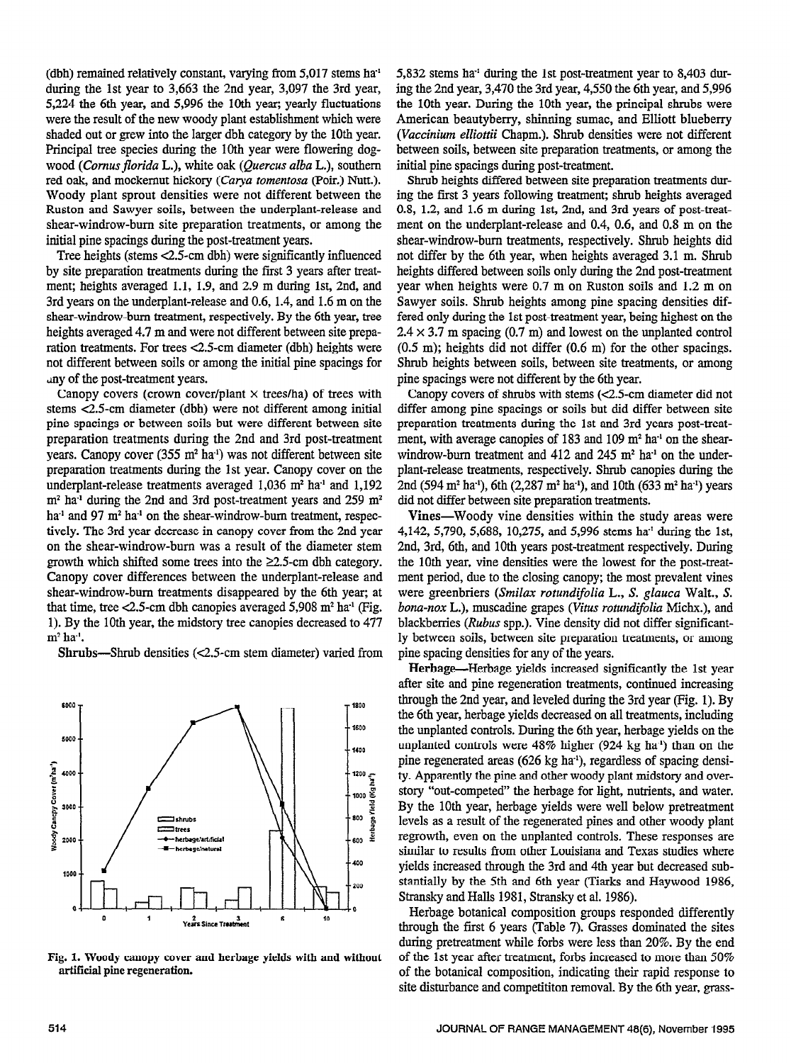(dbh) remained relatively constant, varying from 5,017 stems ha$^{-1}$ during the 1st year to 3,663 the 2nd year, 3,097 the 3rd year, 5,224 the 6th year, and 5,996 the 10th year; yearly fluctuations were the result of the new woody plant establishment which were shaded out or grew into the larger dbh category by the 10th year. Principal tree species during the 10th year were flowering dogwood (*Cornus florida* L.), white oak (*Quercus alba* L.), southern red oak, and mockernut hickory (*Carya tomentosa* (Poir.) Nutt.). Woody plant sprout densities were not different between the Ruston and Sawyer soils, between the underplant-release and shear-windrow-burn site preparation treatments, or among the initial pine spacings during the post-treatment years.

Tree heights (stems <2.5-cm dbh) were significantly influenced by site preparation treatments during the first 3 years after treatment; heights averaged 1.1, 1.9, and 2.9 m during 1st, 2nd, and 3rd years on the underplant-release and 0.6, 1.4, and 1.6 m on the shear-windrow-burn treatment, respectively. By the 6th year, tree heights averaged 4.7 m and were not different between site preparation treatments. For trees <2.5-cm diameter (dbh) heights were not different between soils or among the initial pine spacings for any of the post-treatment years.

Canopy covers (crown cover/plant × trees/ha) of trees with stems <2.5-cm diameter (dbh) were not different among initial pine spacings or between soils but were different between site preparation treatments during the 2nd and 3rd post-treatment years. Canopy cover (355 m$^2$ ha$^{-1}$) was not different between site preparation treatments during the 1st year. Canopy cover on the underplant-release treatments averaged 1,036 m$^2$ ha$^{-1}$ and 1,192 m$^2$ ha$^{-1}$ during the 2nd and 3rd post-treatment years and 259 m$^2$ ha$^{-1}$ and 97 m$^2$ ha$^{-1}$ on the shear-windrow-burn treatment, respectively. The 3rd year decrease in canopy cover from the 2nd year on the shear-windrow-burn was a result of the diameter stem growth which shifted some trees into the ≥2.5-cm dbh category. Canopy cover differences between the underplant-release and shear-windrow-burn treatments disappeared by the 6th year; at that time, tree <2.5-cm dbh canopies averaged 5,908 m$^2$ ha$^{-1}$ (Fig. 1). By the 10th year, the midstory tree canopies decreased to 477 m$^2$ ha$^{-1}$.

**Shrubs**—Shrub densities (<2.5-cm stem diameter) varied from 5,832 stems ha$^{-1}$ during the 1st post-treatment year to 8,403 during the 2nd year, 3,470 the 3rd year, 4,550 the 6th year, and 5,996 the 10th year. During the 10th year, the principal shrubs were American beautyberry, shinning sumac, and Elliott blueberry (*Vaccinium elliottii* Chapm.). Shrub densities were not different between soils, between site preparation treatments, or among the initial pine spacings during post-treatment.

Shrub heights differed between site preparation treatments during the first 3 years following treatment; shrub heights averaged 0.8, 1.2, and 1.6 m during 1st, 2nd, and 3rd years of post-treatment on the underplant-release and 0.4, 0.6, and 0.8 m on the shear-windrow-burn treatments, respectively. Shrub heights did not differ by the 6th year, when heights averaged 3.1 m. Shrub heights differed between soils only during the 2nd post-treatment year when heights were 0.7 m on Ruston soils and 1.2 m on Sawyer soils. Shrub heights among pine spacing densities differed only during the 1st post-treatment year, being highest on the 2.4 × 3.7 m spacing (0.7 m) and lowest on the unplanted control (0.5 m); heights did not differ (0.6 m) for the other spacings. Shrub heights between soils, between site treatments, or among pine spacings were not different by the 6th year.

Canopy covers of shrubs with stems (<2.5-cm diameter did not differ among pine spacings or soils but did differ between site preparation treatments during the 1st and 3rd years post-treatment, with average canopies of 183 and 109 m$^2$ ha$^{-1}$ on the shear-windrow-burn treatment and 412 and 245 m$^2$ ha$^{-1}$ on the underplant-release treatments, respectively. Shrub canopies during the 2nd (594 m$^2$ ha$^{-1}$), 6th (2,287 m$^2$ ha$^{-1}$), and 10th (633 m$^2$ ha$^{-1}$) years did not differ between site preparation treatments.

**Vines**—Woody vine densities within the study areas were 4,142, 5,790, 5,688, 10,275, and 5,996 stems ha$^{-1}$ during the 1st, 2nd, 3rd, 6th, and 10th years post-treatment respectively. During the 10th year, vine densities were the lowest for the post-treatment period, due to the closing canopy; the most prevalent vines were greenbriers (*Smilax rotundifolia* L., *S. glauca* Walt., *S. bona-nox* L.), muscadine grapes (*Vitus rotundifolia* Michx.), and blackberries (*Rubus* spp.). Vine density did not differ significantly between soils, between site preparation treatments, or among pine spacing densities for any of the years.

**Herbage**—Herbage yields increased significantly the 1st year after site and pine regeneration treatments, continued increasing through the 2nd year, and leveled during the 3rd year (Fig. 1). By the 6th year, herbage yields decreased on all treatments, including the unplanted controls. During the 6th year, herbage yields on the unplanted controls were 48% higher (924 kg ha$^{-1}$) than on the pine regenerated areas (626 kg ha$^{-1}$), regardless of spacing density. Apparently the pine and other woody plant midstory and overstory "out-competed" the herbage for light, nutrients, and water. By the 10th year, herbage yields were well below pretreatment levels as a result of the regenerated pines and other woody plant regrowth, even on the unplanted controls. These responses are similar to results from other Louisiana and Texas studies where yields increased through the 3rd and 4th year but decreased substantially by the 5th and 6th year (Tiarks and Haywood 1986, Stransky and Halls 1981, Stransky et al. 1986).

Herbage botanical composition groups responded differently through the first 6 years (Table 7). Grasses dominated the sites during pretreatment while forbs were less than 20%. By the end of the 1st year after treatment, forbs increased to more than 50% of the botanical composition, indicating their rapid response to site disturbance and competititon removal. By the 6th year, grass-

Fig. 1. Woody canopy cover and herbage yields with and without artificial pine regeneration.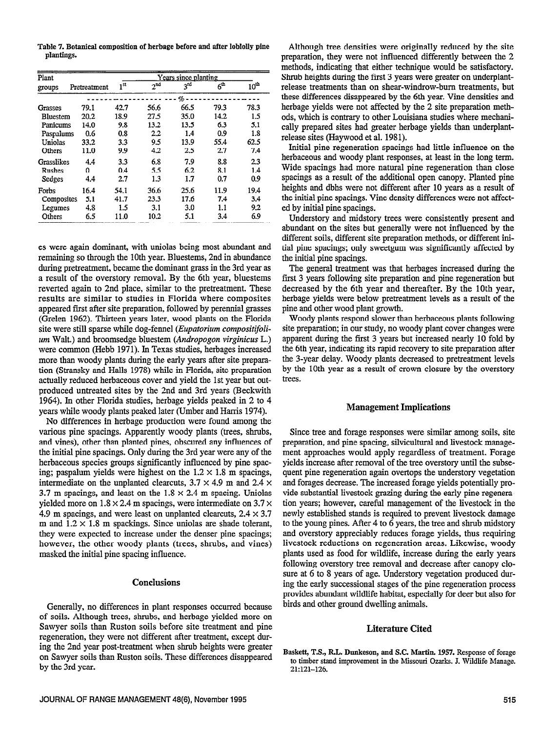Table 7. Botanical composition of herbage before and after loblolly pine plantings.

| Plant groups | Pretreatment | Years since planting | | | | |
|---|---|---|---|---|---|---|
| | | 1st | 2nd | 3rd | 6th | 10th |
| | | | | % | | |
| Grasses | 79.1 | 42.7 | 56.6 | 66.5 | 79.3 | 78.3 |
| Bluestem | 20.2 | 18.9 | 27.5 | 35.0 | 14.2 | 1.5 |
| Panicums | 14.0 | 9.8 | 13.2 | 13.5 | 6.3 | 5.1 |
| Paspalums | 0.6 | 0.8 | 2.2 | 1.4 | 0.9 | 1.8 |
| Uniolas | 33.2 | 3.3 | 9.5 | 13.9 | 55.4 | 62.5 |
| Others | 11.0 | 9.9 | 4.2 | 2.5 | 2.7 | 7.4 |
| Grasslikes | 4.4 | 3.3 | 6.8 | 7.9 | 8.8 | 2.3 |
| Rushes | 0 | 0.4 | 5.5 | 6.2 | 8.1 | 1.4 |
| Sedges | 4.4 | 2.7 | 1.3 | 1.7 | 0.7 | 0.9 |
| Forbs | 16.4 | 54.1 | 36.6 | 25.6 | 11.9 | 19.4 |
| Composites | 5.1 | 41.7 | 23.3 | 17.6 | 7.4 | 3.4 |
| Legumes | 4.8 | 1.5 | 3.1 | 3.0 | 1.1 | 9.2 |
| Others | 6.5 | 11.0 | 10.2 | 5.1 | 3.4 | 6.9 |

es were again dominant, with uniolas being most abundant and remaining so through the 10th year. Bluestems, 2nd in abundance during pretreatment, became the dominant grass in the 3rd year as a result of the overstory removal. By the 6th year, bluestems reverted again to 2nd place, similar to the pretreatment. These results are similar to studies in Florida where composites appeared first after site preparation, followed by perennial grasses (Grelen 1962). Thirteen years later, wood plants on the Florida site were still sparse while dog-fennel (*Eupatorium compositifolium* Walt.) and broomsedge bluestem (*Andropogon virginicus* L.) were common (Hebb 1971). In Texas studies, herbages increased more than woody plants during the early years after site preparation (Stransky and Halls 1978) while in Florida, site preparation actually reduced herbaceous cover and yield the 1st year but outproduced untreated sites by the 2nd and 3rd years (Beckwith 1964). In other Florida studies, herbage yields peaked in 2 to 4 years while woody plants peaked later (Umber and Harris 1974).

No differences in herbage production were found among the various pine spacings. Apparently woody plants (trees, shrubs, and vines), other than planted pines, obscured any influences of the initial pine spacings. Only during the 3rd year were any of the herbaceous species groups significantly influenced by pine spacing; paspalum yields were highest on the 1.2 × 1.8 m spacings, intermediate on the unplanted clearcuts, 3.7 × 4.9 m and 2.4 × 3.7 m spacings, and least on the 1.8 × 2.4 m spacing. Uniolas yielded more on 1.8 × 2.4 m spacings, were intermediate on 3.7 × 4.9 m spacings, and were least on unplanted clearcuts, 2.4 × 3.7 m and 1.2 × 1.8 m spackings. Since uniolas are shade tolerant, they were expected to increase under the denser pine spacings; however, the other woody plants (trees, shrubs, and vines) masked the initial pine spacing influence.

## Conclusions

Generally, no differences in plant responses occurred because of soils. Although trees, shrubs, and herbage yielded more on Sawyer soils than Ruston soils before site treatment and pine regeneration, they were not different after treatment, except during the 2nd year post-treatment when shrub heights were greater on Sawyer soils than Ruston soils. These differences disappeared by the 3rd year.

Although tree densities were originally reduced by the site preparation, they were not influenced differently between the 2 methods, indicating that either technique would be satisfactory. Shrub heights during the first 3 years were greater on underplant-release treatments than on shear-windrow-burn treatments, but these differences disappeared by the 6th year. Vine densities and herbage yields were not affected by the 2 site preparation methods, which is contrary to other Louisiana studies where mechanically prepared sites had greater herbage yields than underplant-release sites (Haywood et al. 1981).

Initial pine regeneration spacings had little influence on the herbaceous and woody plant responses, at least in the long term. Wide spacings had more natural pine regeneration than close spacings as a result of the additional open canopy. Planted pine heights and dbhs were not different after 10 years as a result of the initial pine spacings. Vine density differences were not affected by initial pine spacings.

Understory and midstory trees were consistently present and abundant on the sites but generally were not influenced by the different soils, different site preparation methods, or different initial pine spacings; only sweetgum was significantly affected by the initial pine spacings.

The general treatment was that herbages increased during the first 3 years following site preparation and pine regeneration but decreased by the 6th year and thereafter. By the 10th year, herbage yields were below pretreatment levels as a result of the pine and other wood plant growth.

Woody plants respond slower than herbaceous plants following site preparation; in our study, no woody plant cover changes were apparent during the first 3 years but increased nearly 10 fold by the 6th year, indicating its rapid recovery to site preparation after the 3-year delay. Woody plants decreased to pretreatment levels by the 10th year as a result of crown closure by the overstory trees.

## Management Implications

Since tree and forage responses were similar among soils, site preparation, and pine spacing, silvicultural and livestock management approaches would apply regardless of treatment. Forage yields increase after removal of the tree overstory until the subsequent pine regeneration again overtops the understory vegetation and forages decrease. The increased forage yields potentially provide substantial livestock grazing during the early pine regeneration years; however, careful management of the livestock in the newly established stands is required to prevent livestock damage to the young pines. After 4 to 6 years, the tree and shrub midstory and overstory appreciably reduces forage yields, thus requiring livestock reductions on regeneration areas. Likewise, woody plants used as food for wildlife, increase during the early years following overstory tree removal and decrease after canopy closure at 6 to 8 years of age. Understory vegetation produced during the early successional stages of the pine regeneration process provides abundant wildlife habitat, especially for deer but also for birds and other ground dwelling animals.

## Literature Cited

**Baskett, T.S., R.L. Dunkeson, and S.C. Martin. 1957.** Response of forage to timber stand improvement in the Missouri Ozarks. J. Wildlife Manage. 21:121–126.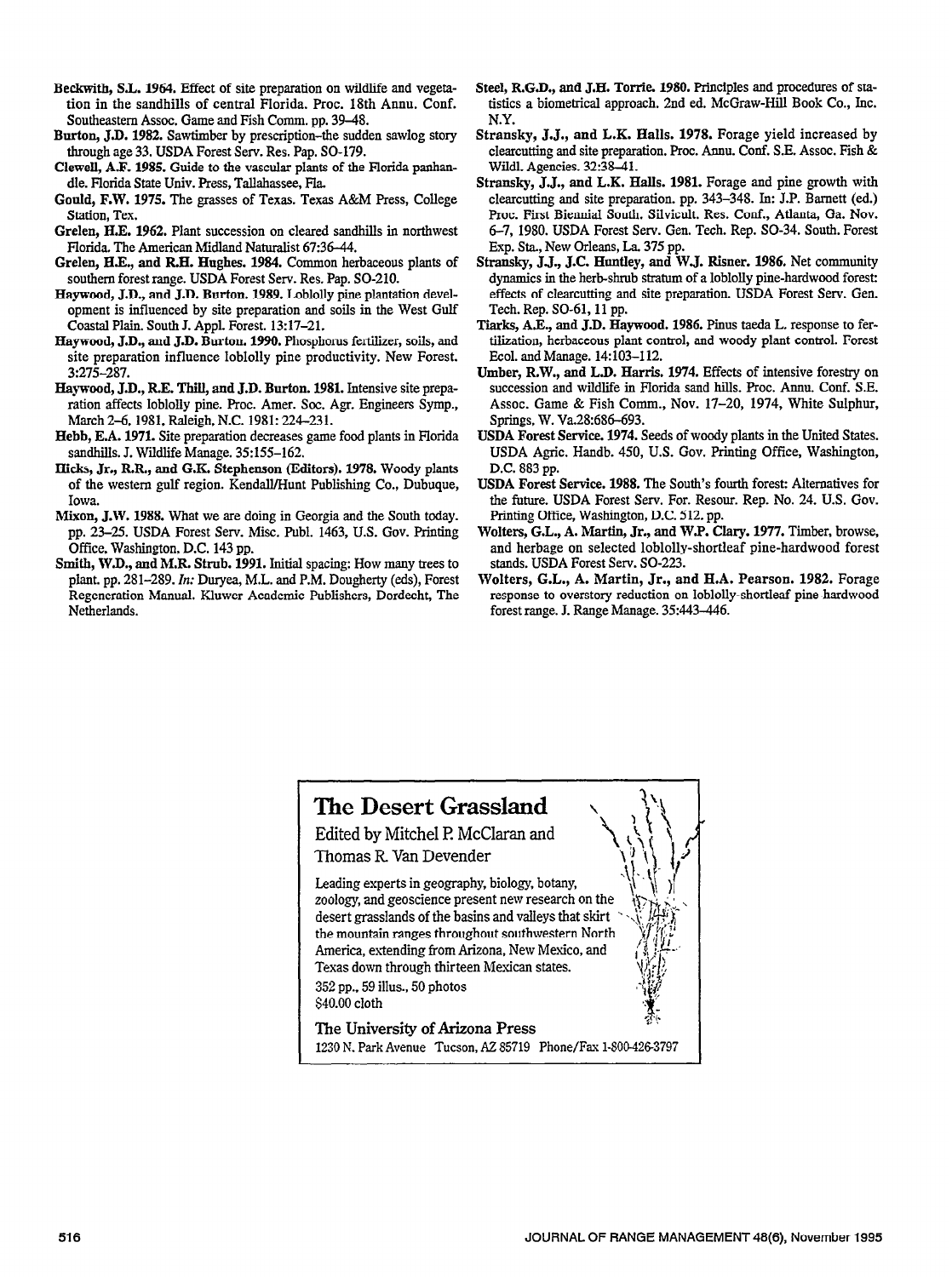Beckwith, S.L. 1964. Effect of site preparation on wildlife and vegetation in the sandhills of central Florida. Proc. 18th Annu. Conf. Southeastern Assoc. Game and Fish Comm. pp. 39–48.

Burton, J.D. 1982. Sawtimber by prescription–the sudden sawlog story through age 33. USDA Forest Serv. Res. Pap. SO-179.

Clewell, A.F. 1985. Guide to the vascular plants of the Florida panhandle. Florida State Univ. Press, Tallahassee, Fla.

Gould, F.W. 1975. The grasses of Texas. Texas A&M Press, College Station, Tex.

Grelen, H.E. 1962. Plant succession on cleared sandhills in northwest Florida. The American Midland Naturalist 67:36–44.

Grelen, H.E., and R.H. Hughes. 1984. Common herbaceous plants of southern forest range. USDA Forest Serv. Res. Pap. SO-210.

Haywood, J.D., and J.D. Burton. 1989. Loblolly pine plantation development is influenced by site preparation and soils in the West Gulf Coastal Plain. South J. Appl. Forest. 13:17–21.

Haywood, J.D., and J.D. Burton. 1990. Phosphorus fertilizer, soils, and site preparation influence loblolly pine productivity. New Forest. 3:275–287.

Haywood, J.D., R.E. Thill, and J.D. Burton. 1981. Intensive site preparation affects loblolly pine. Proc. Amer. Soc. Agr. Engineers Symp., March 2–6, 1981, Raleigh, N.C. 1981: 224–231.

Hebb, E.A. 1971. Site preparation decreases game food plants in Florida sandhills. J. Wildlife Manage. 35:155–162.

Hicks, Jr., R.R., and G.K. Stephenson (Editors). 1978. Woody plants of the western gulf region. Kendall/Hunt Publishing Co., Dubuque, Iowa.

Mixon, J.W. 1988. What we are doing in Georgia and the South today. pp. 23–25. USDA Forest Serv. Misc. Publ. 1463, U.S. Gov. Printing Office, Washington, D.C. 143 pp.

Smith, W.D., and M.R. Strub. 1991. Initial spacing: How many trees to plant. pp. 281–289. *In:* Duryea, M.L. and P.M. Dougherty (eds), Forest Regeneration Manual. Kluwer Academic Publishers, Dordecht, The Netherlands.

Steel, R.G.D., and J.H. Torrie. 1980. Principles and procedures of statistics a biometrical approach. 2nd ed. McGraw-Hill Book Co., Inc. N.Y.

Stransky, J.J., and L.K. Halls. 1978. Forage yield increased by clearcutting and site preparation. Proc. Annu. Conf. S.E. Assoc. Fish & Wildl. Agencies. 32:38–41.

Stransky, J.J., and L.K. Halls. 1981. Forage and pine growth with clearcutting and site preparation. pp. 343–348. In: J.P. Barnett (ed.) Proc. First Biennial South. Silvicult. Res. Conf., Atlanta, Ga. Nov. 6–7, 1980. USDA Forest Serv. Gen. Tech. Rep. SO-34. South. Forest Exp. Sta., New Orleans, La. 375 pp.

Stransky, J.J., J.C. Huntley, and W.J. Risner. 1986. Net community dynamics in the herb-shrub stratum of a loblolly pine-hardwood forest: effects of clearcutting and site preparation. USDA Forest Serv. Gen. Tech. Rep. SO-61, 11 pp.

Tiarks, A.E., and J.D. Haywood. 1986. Pinus taeda L. response to fertilization, herbaceous plant control, and woody plant control. Forest Ecol. and Manage. 14:103–112.

Umber, R.W., and L.D. Harris. 1974. Effects of intensive forestry on succession and wildlife in Florida sand hills. Proc. Annu. Conf. S.E. Assoc. Game & Fish Comm., Nov. 17–20, 1974, White Sulphur, Springs, W. Va.28:686–693.

USDA Forest Service. 1974. Seeds of woody plants in the United States. USDA Agric. Handb. 450, U.S. Gov. Printing Office, Washington, D.C. 883 pp.

USDA Forest Service. 1988. The South's fourth forest: Alternatives for the future. USDA Forest Serv. For. Resour. Rep. No. 24. U.S. Gov. Printing Office, Washington, D.C. 512. pp.

Wolters, G.L., A. Martin, Jr., and W.P. Clary. 1977. Timber, browse, and herbage on selected loblolly-shortleaf pine-hardwood forest stands. USDA Forest Serv. SO-223.

Wolters, G.L., A. Martin, Jr., and H.A. Pearson. 1982. Forage response to overstory reduction on loblolly-shortleaf pine hardwood forest range. J. Range Manage. 35:443–446.

## The Desert Grassland

Edited by Mitchel P. McClaran and Thomas R. Van Devender

Leading experts in geography, biology, botany, zoology, and geoscience present new research on the desert grasslands of the basins and valleys that skirt the mountain ranges throughout southwestern North America, extending from Arizona, New Mexico, and Texas down through thirteen Mexican states.

352 pp., 59 illus., 50 photos
$40.00 cloth

**The University of Arizona Press**
1230 N. Park Avenue Tucson, AZ 85719 Phone/Fax 1-800-426-3797